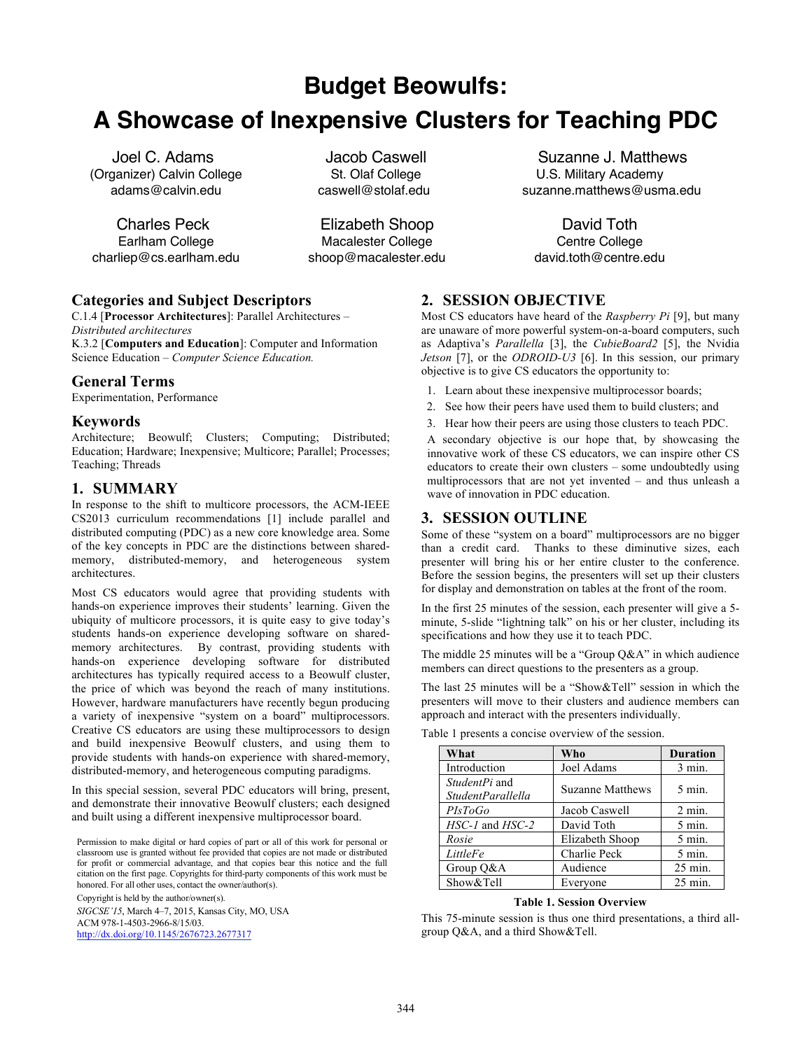# Budget Beowulfs: A Showcase of Inexpensive Clusters for Teaching PDC

Joel C. Adams
(Organizer) Calvin College
adams@calvin.edu

Jacob Caswell
St. Olaf College
caswell@stolaf.edu

Suzanne J. Matthews
U.S. Military Academy
suzanne.matthews@usma.edu

Charles Peck
Earlham College
charliep@cs.earlham.edu

Elizabeth Shoop
Macalester College
shoop@macalester.edu

David Toth
Centre College
david.toth@centre.edu

## Categories and Subject Descriptors

C.1.4 [**Processor Architectures**]: Parallel Architectures – *Distributed architectures*
K.3.2 [**Computers and Education**]: Computer and Information Science Education – *Computer Science Education.*

## General Terms

Experimentation, Performance

## Keywords

Architecture; Beowulf; Clusters; Computing; Distributed; Education; Hardware; Inexpensive; Multicore; Parallel; Processes; Teaching; Threads

## 1. SUMMARY

In response to the shift to multicore processors, the ACM-IEEE CS2013 curriculum recommendations [1] include parallel and distributed computing (PDC) as a new core knowledge area. Some of the key concepts in PDC are the distinctions between shared-memory, distributed-memory, and heterogeneous system architectures.

Most CS educators would agree that providing students with hands-on experience improves their students' learning. Given the ubiquity of multicore processors, it is quite easy to give today's students hands-on experience developing software on shared-memory architectures. By contrast, providing students with hands-on experience developing software for distributed architectures has typically required access to a Beowulf cluster, the price of which was beyond the reach of many institutions. However, hardware manufacturers have recently begun producing a variety of inexpensive "system on a board" multiprocessors. Creative CS educators are using these multiprocessors to design and build inexpensive Beowulf clusters, and using them to provide students with hands-on experience with shared-memory, distributed-memory, and heterogeneous computing paradigms.

In this special session, several PDC educators will bring, present, and demonstrate their innovative Beowulf clusters; each designed and built using a different inexpensive multiprocessor board.

Permission to make digital or hard copies of part or all of this work for personal or classroom use is granted without fee provided that copies are not made or distributed for profit or commercial advantage, and that copies bear this notice and the full citation on the first page. Copyrights for third-party components of this work must be honored. For all other uses, contact the owner/author(s).

Copyright is held by the owner/author(s).
*SIGCSE'15*, March 4–7, 2015, Kansas City, MO, USA
ACM 978-1-4503-2966-8/15/03.
http://dx.doi.org/10.1145/2676723.2677317

## 2. SESSION OBJECTIVE

Most CS educators have heard of the *Raspberry Pi* [9], but many are unaware of more powerful system-on-a-board computers, such as Adaptiva's *Parallella* [3], the *CubieBoard2* [5], the Nvidia *Jetson* [7], or the *ODROID-U3* [6]. In this session, our primary objective is to give CS educators the opportunity to:

1. Learn about these inexpensive multiprocessor boards;
2. See how their peers have used them to build clusters; and
3. Hear how their peers are using those clusters to teach PDC.

A secondary objective is our hope that, by showcasing the innovative work of these CS educators, we can inspire other CS educators to create their own clusters – some undoubtedly using multiprocessors that are not yet invented – and thus unleash a wave of innovation in PDC education.

## 3. SESSION OUTLINE

Some of these "system on a board" multiprocessors are no bigger than a credit card. Thanks to these diminutive sizes, each presenter will bring his or her entire cluster to the conference. Before the session begins, the presenters will set up their clusters for display and demonstration on tables at the front of the room.

In the first 25 minutes of the session, each presenter will give a 5-minute, 5-slide "lightning talk" on his or her cluster, including its specifications and how they use it to teach PDC.

The middle 25 minutes will be a "Group Q&A" in which audience members can direct questions to the presenters as a group.

The last 25 minutes will be a "Show&Tell" session in which the presenters will move to their clusters and audience members can approach and interact with the presenters individually.

Table 1 presents a concise overview of the session.

| What | Who | Duration |
|---|---|---|
| Introduction | Joel Adams | 3 min. |
| *StudentPi* and *StudentParallella* | Suzanne Matthews | 5 min. |
| *PIsToGo* | Jacob Caswell | 2 min. |
| *HSC-1* and *HSC-2* | David Toth | 5 min. |
| *Rosie* | Elizabeth Shoop | 5 min. |
| *LittleFe* | Charlie Peck | 5 min. |
| Group Q&A | Audience | 25 min. |
| Show&Tell | Everyone | 25 min. |

**Table 1. Session Overview**

This 75-minute session is thus one third presentations, a third all-group Q&A, and a third Show&Tell.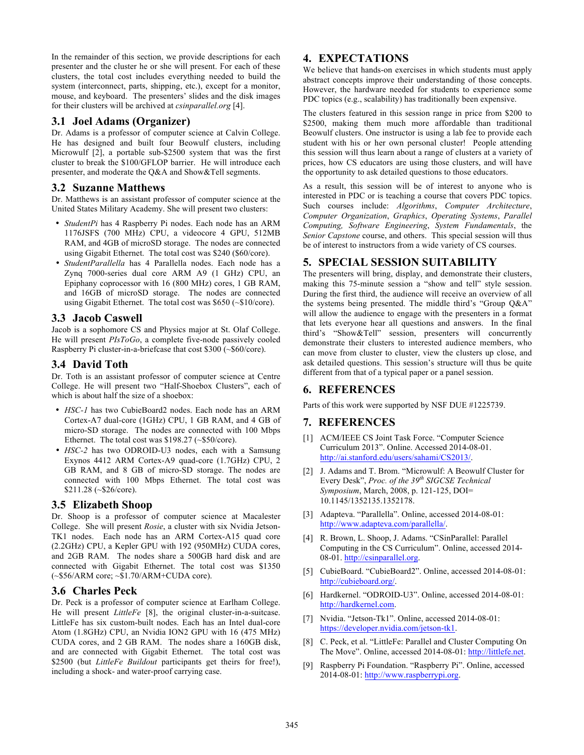In the remainder of this section, we provide descriptions for each presenter and the cluster he or she will present. For each of these clusters, the total cost includes everything needed to build the system (interconnect, parts, shipping, etc.), except for a monitor, mouse, and keyboard. The presenters' slides and the disk images for their clusters will be archived at *csinparallel.org* [4].

## 3.1 Joel Adams (Organizer)

Dr. Adams is a professor of computer science at Calvin College. He has designed and built four Beowulf clusters, including Microwulf [2], a portable sub-$2500 system that was the first cluster to break the $100/GFLOP barrier. He will introduce each presenter, and moderate the Q&A and Show&Tell segments.

## 3.2 Suzanne Matthews

Dr. Matthews is an assistant professor of computer science at the United States Military Academy. She will present two clusters:

- *StudentPi* has 4 Raspberry Pi nodes. Each node has an ARM 1176JSFS (700 MHz) CPU, a videocore 4 GPU, 512MB RAM, and 4GB of microSD storage. The nodes are connected using Gigabit Ethernet. The total cost was $240 ($60/core).
- *StudentParallella* has 4 Parallella nodes. Each node has a Zynq 7000-series dual core ARM A9 (1 GHz) CPU, an Epiphany coprocessor with 16 (800 MHz) cores, 1 GB RAM, and 16GB of microSD storage. The nodes are connected using Gigabit Ethernet. The total cost was $650 (~$10/core).

## 3.3 Jacob Caswell

Jacob is a sophomore CS and Physics major at St. Olaf College. He will present *PIsToGo*, a complete five-node passively cooled Raspberry Pi cluster-in-a-briefcase that cost $300 (~$60/core).

## 3.4 David Toth

Dr. Toth is an assistant professor of computer science at Centre College. He will present two "Half-Shoebox Clusters", each of which is about half the size of a shoebox:

- *HSC-1* has two CubieBoard2 nodes. Each node has an ARM Cortex-A7 dual-core (1GHz) CPU, 1 GB RAM, and 4 GB of micro-SD storage. The nodes are connected with 100 Mbps Ethernet. The total cost was $198.27 (~$50/core).
- *HSC-2* has two ODROID-U3 nodes, each with a Samsung Exynos 4412 ARM Cortex-A9 quad-core (1.7GHz) CPU, 2 GB RAM, and 8 GB of micro-SD storage. The nodes are connected with 100 Mbps Ethernet. The total cost was $211.28 (~$26/core).

## 3.5 Elizabeth Shoop

Dr. Shoop is a professor of computer science at Macalester College. She will present *Rosie*, a cluster with six Nvidia Jetson-TK1 nodes. Each node has an ARM Cortex-A15 quad core (2.2GHz) CPU, a Kepler GPU with 192 (950MHz) CUDA cores, and 2GB RAM. The nodes share a 500GB hard disk and are connected with Gigabit Ethernet. The total cost was $1350 (~$56/ARM core; ~$1.70/ARM+CUDA core).

## 3.6 Charles Peck

Dr. Peck is a professor of computer science at Earlham College. He will present *LittleFe* [8], the original cluster-in-a-suitcase. LittleFe has six custom-built nodes. Each has an Intel dual-core Atom (1.8GHz) CPU, an Nvidia ION2 GPU with 16 (475 MHz) CUDA cores, and 2 GB RAM. The nodes share a 160GB disk, and are connected with Gigabit Ethernet. The total cost was $2500 (but *LittleFe Buildout* participants get theirs for free!), including a shock- and water-proof carrying case.

# 4. EXPECTATIONS

We believe that hands-on exercises in which students must apply abstract concepts improve their understanding of those concepts. However, the hardware needed for students to experience some PDC topics (e.g., scalability) has traditionally been expensive.

The clusters featured in this session range in price from $200 to $2500, making them much more affordable than traditional Beowulf clusters. One instructor is using a lab fee to provide each student with his or her own personal cluster! People attending this session will thus learn about a range of clusters at a variety of prices, how CS educators are using those clusters, and will have the opportunity to ask detailed questions to those educators.

As a result, this session will be of interest to anyone who is interested in PDC or is teaching a course that covers PDC topics. Such courses include: *Algorithms*, *Computer Architecture*, *Computer Organization*, *Graphics*, *Operating Systems*, *Parallel Computing*, *Software Engineering*, *System Fundamentals*, the *Senior Capstone* course, and others. This special session will thus be of interest to instructors from a wide variety of CS courses.

# 5. SPECIAL SESSION SUITABILITY

The presenters will bring, display, and demonstrate their clusters, making this 75-minute session a "show and tell" style session. During the first third, the audience will receive an overview of all the systems being presented. The middle third's "Group Q&A" will allow the audience to engage with the presenters in a format that lets everyone hear all questions and answers. In the final third's "Show&Tell" session, presenters will concurrently demonstrate their clusters to interested audience members, who can move from cluster to cluster, view the clusters up close, and ask detailed questions. This session's structure will thus be quite different from that of a typical paper or a panel session.

# 6. REFERENCES

Parts of this work were supported by NSF DUE #1225739.

# 7. REFERENCES

[1] ACM/IEEE CS Joint Task Force. "Computer Science Curriculum 2013". Online. Accessed 2014-08-01. http://ai.stanford.edu/users/sahami/CS2013/.

[2] J. Adams and T. Brom. "Microwulf: A Beowulf Cluster for Every Desk", *Proc. of the 39th SIGCSE Technical Symposium*, March, 2008, p. 121-125, DOI= 10.1145/1352135.1352178.

[3] Adapteva. "Parallella". Online, accessed 2014-08-01: http://www.adapteva.com/parallella/.

[4] R. Brown, L. Shoop, J. Adams. "CSinParallel: Parallel Computing in the CS Curriculum". Online, accessed 2014-08-01. http://csinparallel.org.

[5] CubieBoard. "CubieBoard2". Online, accessed 2014-08-01: http://cubieboard.org/.

[6] Hardkernel. "ODROID-U3". Online, accessed 2014-08-01: http://hardkernel.com.

[7] Nvidia. "Jetson-Tk1". Online, accessed 2014-08-01: https://developer.nvidia.com/jetson-tk1.

[8] C. Peck, et al. "LittleFe: Parallel and Cluster Computing On The Move". Online, accessed 2014-08-01: http://littlefe.net.

[9] Raspberry Pi Foundation. "Raspberry Pi". Online, accessed 2014-08-01: http://www.raspberrypi.org.